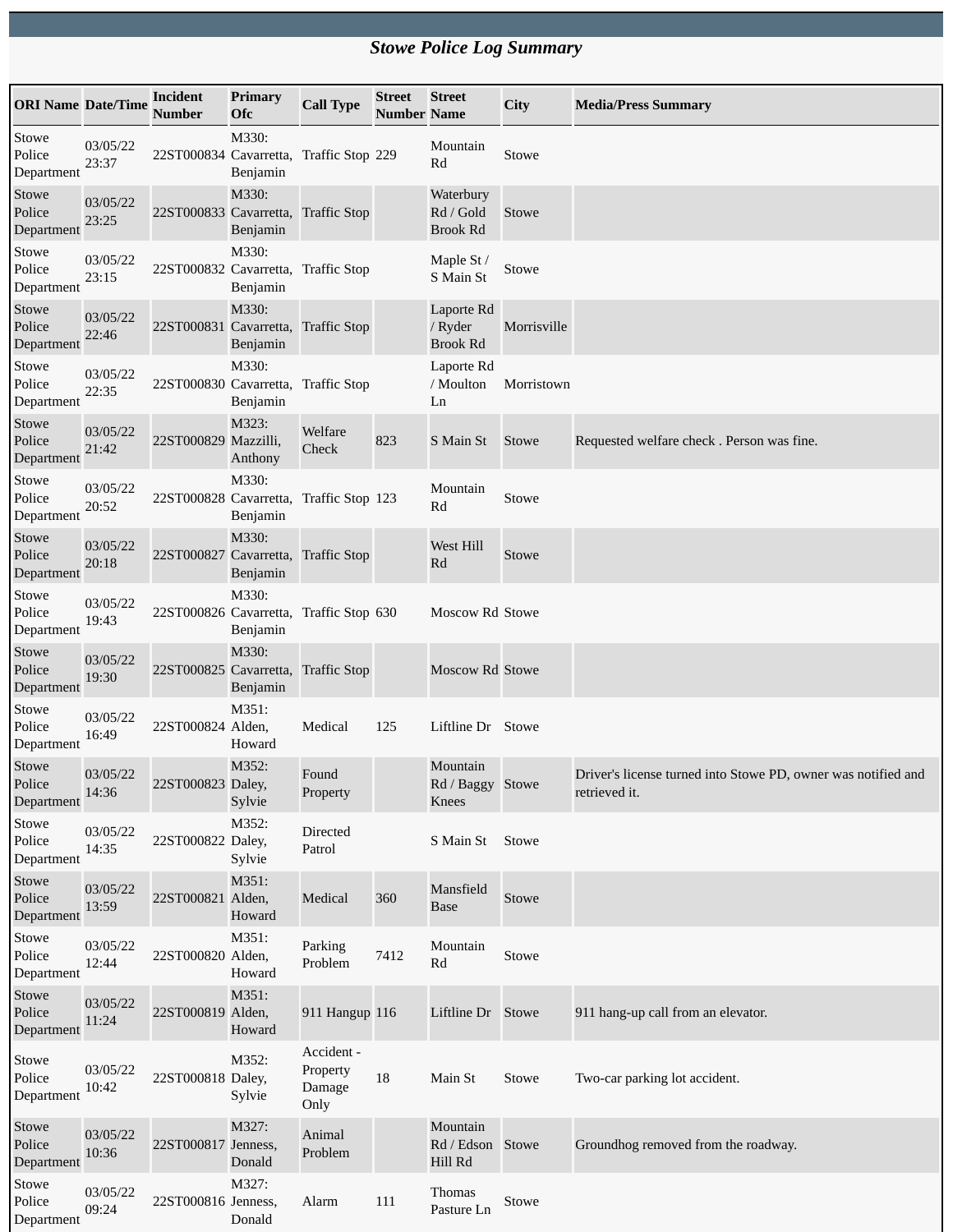# *Stowe Police Log Summary*

| ORI Name | Date/Time | Incident Number | Primary Ofc | Call Type | Street Number | Street Name | City | Media/Press Summary |
|---|---|---|---|---|---|---|---|---|
| Stowe Police Department | 03/05/22 23:37 | 22ST000834 | M330: Cavarretta, Benjamin | Traffic Stop | 229 | Mountain Rd | Stowe | |
| Stowe Police Department | 03/05/22 23:25 | 22ST000833 | M330: Cavarretta, Benjamin | Traffic Stop | | Waterbury Rd / Gold Brook Rd | Stowe | |
| Stowe Police Department | 03/05/22 23:15 | 22ST000832 | M330: Cavarretta, Benjamin | Traffic Stop | | Maple St / S Main St | Stowe | |
| Stowe Police Department | 03/05/22 22:46 | 22ST000831 | M330: Cavarretta, Benjamin | Traffic Stop | | Laporte Rd / Ryder Brook Rd | Morrisville | |
| Stowe Police Department | 03/05/22 22:35 | 22ST000830 | M330: Cavarretta, Benjamin | Traffic Stop | | Laporte Rd / Moulton Ln | Morristown | |
| Stowe Police Department | 03/05/22 21:42 | 22ST000829 | M323: Mazzilli, Anthony | Welfare Check | 823 | S Main St | Stowe | Requested welfare check . Person was fine. |
| Stowe Police Department | 03/05/22 20:52 | 22ST000828 | M330: Cavarretta, Benjamin | Traffic Stop | 123 | Mountain Rd | Stowe | |
| Stowe Police Department | 03/05/22 20:18 | 22ST000827 | M330: Cavarretta, Benjamin | Traffic Stop | | West Hill Rd | Stowe | |
| Stowe Police Department | 03/05/22 19:43 | 22ST000826 | M330: Cavarretta, Benjamin | Traffic Stop | 630 | Moscow Rd | Stowe | |
| Stowe Police Department | 03/05/22 19:30 | 22ST000825 | M330: Cavarretta, Benjamin | Traffic Stop | | Moscow Rd | Stowe | |
| Stowe Police Department | 03/05/22 16:49 | 22ST000824 | M351: Alden, Howard | Medical | 125 | Liftline Dr | Stowe | |
| Stowe Police Department | 03/05/22 14:36 | 22ST000823 | M352: Daley, Sylvie | Found Property | | Mountain Rd / Baggy Knees | Stowe | Driver's license turned into Stowe PD, owner was notified and retrieved it. |
| Stowe Police Department | 03/05/22 14:35 | 22ST000822 | M352: Daley, Sylvie | Directed Patrol | | S Main St | Stowe | |
| Stowe Police Department | 03/05/22 13:59 | 22ST000821 | M351: Alden, Howard | Medical | 360 | Mansfield Base | Stowe | |
| Stowe Police Department | 03/05/22 12:44 | 22ST000820 | M351: Alden, Howard | Parking Problem | 7412 | Mountain Rd | Stowe | |
| Stowe Police Department | 03/05/22 11:24 | 22ST000819 | M351: Alden, Howard | 911 Hangup | 116 | Liftline Dr | Stowe | 911 hang-up call from an elevator. |
| Stowe Police Department | 03/05/22 10:42 | 22ST000818 | M352: Daley, Sylvie | Accident - Property Damage Only | 18 | Main St | Stowe | Two-car parking lot accident. |
| Stowe Police Department | 03/05/22 10:36 | 22ST000817 | M327: Jenness, Donald | Animal Problem | | Mountain Rd / Edson Hill Rd | Stowe | Groundhog removed from the roadway. |
| Stowe Police Department | 03/05/22 09:24 | 22ST000816 | M327: Jenness, Donald | Alarm | 111 | Thomas Pasture Ln | Stowe | |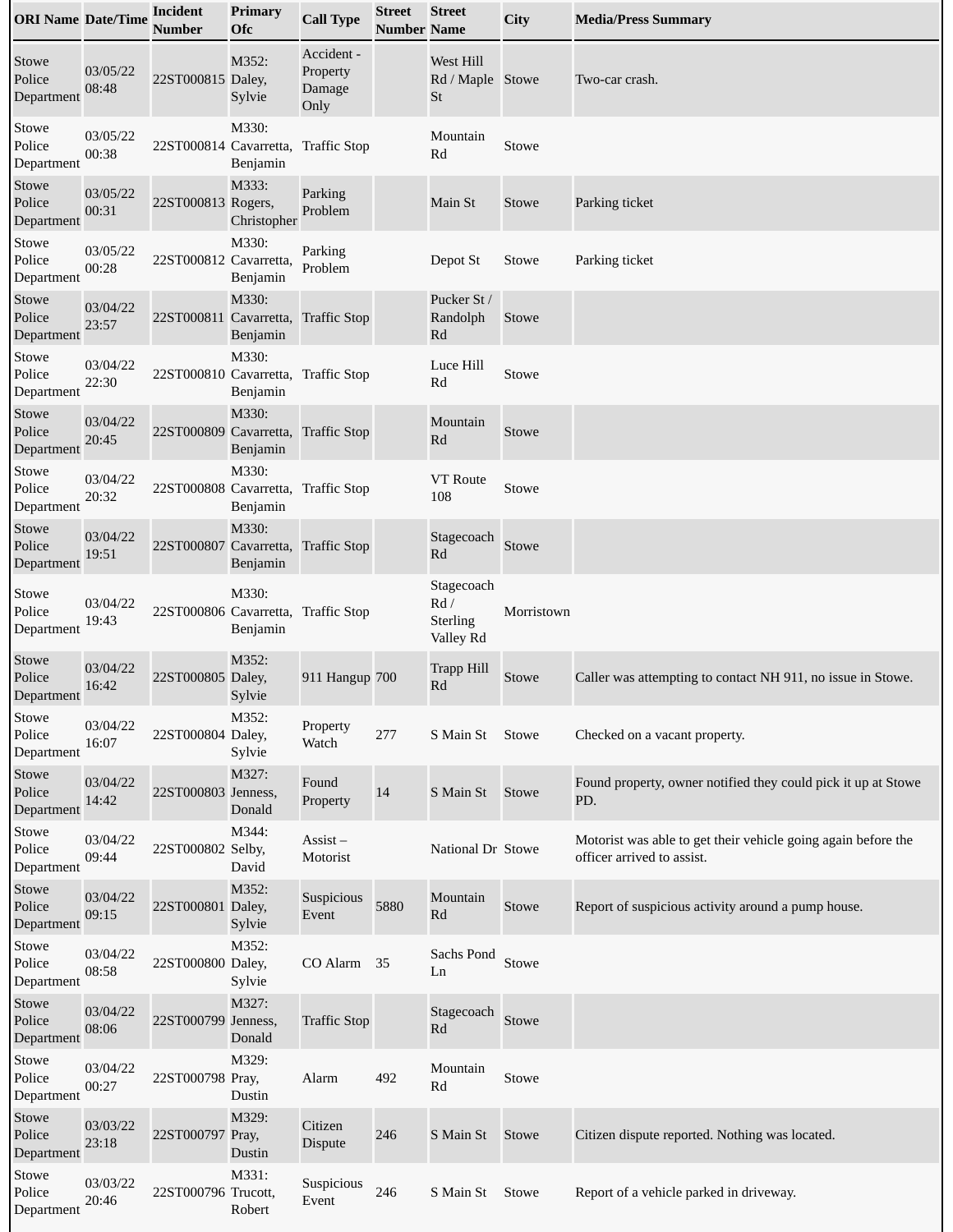| ORI Name | Date/Time | Incident Number | Primary Ofc | Call Type | Street Number | Street Name | City | Media/Press Summary |
| --- | --- | --- | --- | --- | --- | --- | --- | --- |
| Stowe Police Department | 03/05/22 08:48 | 22ST000815 | M352: Daley, Sylvie | Accident - Property Damage Only | | West Hill Rd / Maple St | Stowe | Two-car crash. |
| Stowe Police Department | 03/05/22 00:38 | 22ST000814 | M330: Cavarretta, Benjamin | Traffic Stop | | Mountain Rd | Stowe | |
| Stowe Police Department | 03/05/22 00:31 | 22ST000813 | M333: Rogers, Christopher | Parking Problem | | Main St | Stowe | Parking ticket |
| Stowe Police Department | 03/05/22 00:28 | 22ST000812 | M330: Cavarretta, Benjamin | Parking Problem | | Depot St | Stowe | Parking ticket |
| Stowe Police Department | 03/04/22 23:57 | 22ST000811 | M330: Cavarretta, Benjamin | Traffic Stop | | Pucker St / Randolph Rd | Stowe | |
| Stowe Police Department | 03/04/22 22:30 | 22ST000810 | M330: Cavarretta, Benjamin | Traffic Stop | | Luce Hill Rd | Stowe | |
| Stowe Police Department | 03/04/22 20:45 | 22ST000809 | M330: Cavarretta, Benjamin | Traffic Stop | | Mountain Rd | Stowe | |
| Stowe Police Department | 03/04/22 20:32 | 22ST000808 | M330: Cavarretta, Benjamin | Traffic Stop | | VT Route 108 | Stowe | |
| Stowe Police Department | 03/04/22 19:51 | 22ST000807 | M330: Cavarretta, Benjamin | Traffic Stop | | Stagecoach Rd | Stowe | |
| Stowe Police Department | 03/04/22 19:43 | 22ST000806 | M330: Cavarretta, Benjamin | Traffic Stop | | Stagecoach Rd / Sterling Valley Rd | Morristown | |
| Stowe Police Department | 03/04/22 16:42 | 22ST000805 | M352: Daley, Sylvie | 911 Hangup | 700 | Trapp Hill Rd | Stowe | Caller was attempting to contact NH 911, no issue in Stowe. |
| Stowe Police Department | 03/04/22 16:07 | 22ST000804 | M352: Daley, Sylvie | Property Watch | 277 | S Main St | Stowe | Checked on a vacant property. |
| Stowe Police Department | 03/04/22 14:42 | 22ST000803 | M327: Jenness, Donald | Found Property | 14 | S Main St | Stowe | Found property, owner notified they could pick it up at Stowe PD. |
| Stowe Police Department | 03/04/22 09:44 | 22ST000802 | M344: Selby, David | Assist – Motorist | | National Dr | Stowe | Motorist was able to get their vehicle going again before the officer arrived to assist. |
| Stowe Police Department | 03/04/22 09:15 | 22ST000801 | M352: Daley, Sylvie | Suspicious Event | 5880 | Mountain Rd | Stowe | Report of suspicious activity around a pump house. |
| Stowe Police Department | 03/04/22 08:58 | 22ST000800 | M352: Daley, Sylvie | CO Alarm | 35 | Sachs Pond Ln | Stowe | |
| Stowe Police Department | 03/04/22 08:06 | 22ST000799 | M327: Jenness, Donald | Traffic Stop | | Stagecoach Rd | Stowe | |
| Stowe Police Department | 03/04/22 00:27 | 22ST000798 | M329: Pray, Dustin | Alarm | 492 | Mountain Rd | Stowe | |
| Stowe Police Department | 03/03/22 23:18 | 22ST000797 | M329: Pray, Dustin | Citizen Dispute | 246 | S Main St | Stowe | Citizen dispute reported. Nothing was located. |
| Stowe Police Department | 03/03/22 20:46 | 22ST000796 | M331: Trucott, Robert | Suspicious Event | 246 | S Main St | Stowe | Report of a vehicle parked in driveway. |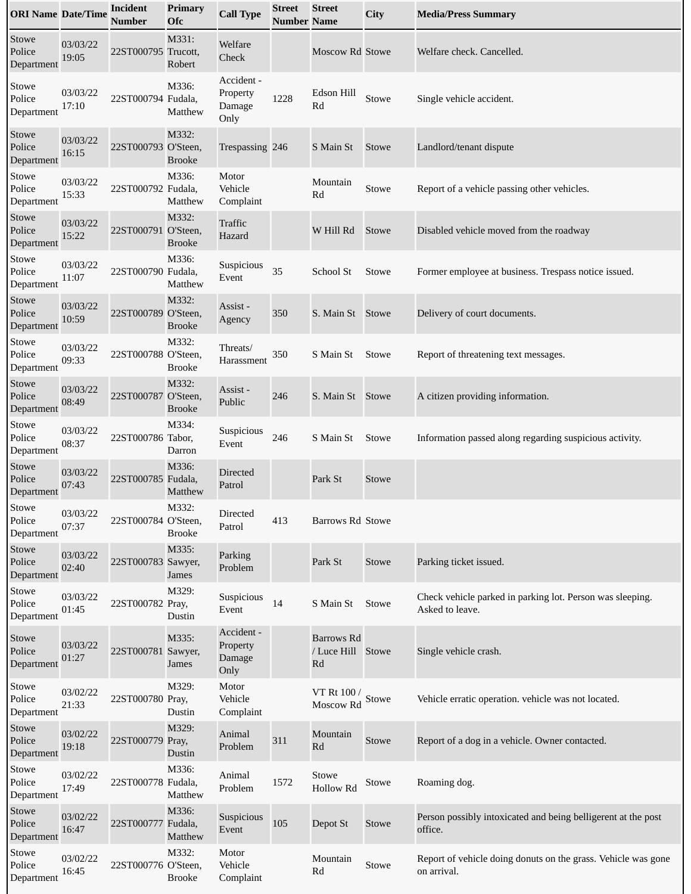| ORI Name | Date/Time | Incident Number | Primary Ofc | Call Type | Street Number | Street Name | City | Media/Press Summary |
|---|---|---|---|---|---|---|---|---|
| Stowe Police Department | 03/03/22 19:05 | 22ST000795 | M331: Trucott, Robert | Welfare Check | | Moscow Rd | Stowe | Welfare check. Cancelled. |
| Stowe Police Department | 03/03/22 17:10 | 22ST000794 | M336: Fudala, Matthew | Accident - Property Damage Only | 1228 | Edson Hill Rd | Stowe | Single vehicle accident. |
| Stowe Police Department | 03/03/22 16:15 | 22ST000793 | M332: O'Steen, Brooke | Trespassing | 246 | S Main St | Stowe | Landlord/tenant dispute |
| Stowe Police Department | 03/03/22 15:33 | 22ST000792 | M336: Fudala, Matthew | Motor Vehicle Complaint | | Mountain Rd | Stowe | Report of a vehicle passing other vehicles. |
| Stowe Police Department | 03/03/22 15:22 | 22ST000791 | M332: O'Steen, Brooke | Traffic Hazard | | W Hill Rd | Stowe | Disabled vehicle moved from the roadway |
| Stowe Police Department | 03/03/22 11:07 | 22ST000790 | M336: Fudala, Matthew | Suspicious Event | 35 | School St | Stowe | Former employee at business. Trespass notice issued. |
| Stowe Police Department | 03/03/22 10:59 | 22ST000789 | M332: O'Steen, Brooke | Assist - Agency | 350 | S. Main St | Stowe | Delivery of court documents. |
| Stowe Police Department | 03/03/22 09:33 | 22ST000788 | M332: O'Steen, Brooke | Threats/ Harassment | 350 | S Main St | Stowe | Report of threatening text messages. |
| Stowe Police Department | 03/03/22 08:49 | 22ST000787 | M332: O'Steen, Brooke | Assist - Public | 246 | S. Main St | Stowe | A citizen providing information. |
| Stowe Police Department | 03/03/22 08:37 | 22ST000786 | M334: Tabor, Darron | Suspicious Event | 246 | S Main St | Stowe | Information passed along regarding suspicious activity. |
| Stowe Police Department | 03/03/22 07:43 | 22ST000785 | M336: Fudala, Matthew | Directed Patrol | | Park St | Stowe | |
| Stowe Police Department | 03/03/22 07:37 | 22ST000784 | M332: O'Steen, Brooke | Directed Patrol | 413 | Barrows Rd | Stowe | |
| Stowe Police Department | 03/03/22 02:40 | 22ST000783 | M335: Sawyer, James | Parking Problem | | Park St | Stowe | Parking ticket issued. |
| Stowe Police Department | 03/03/22 01:45 | 22ST000782 | M329: Pray, Dustin | Suspicious Event | 14 | S Main St | Stowe | Check vehicle parked in parking lot. Person was sleeping. Asked to leave. |
| Stowe Police Department | 03/03/22 01:27 | 22ST000781 | M335: Sawyer, James | Accident - Property Damage Only | | Barrows Rd / Luce Hill Rd | Stowe | Single vehicle crash. |
| Stowe Police Department | 03/02/22 21:33 | 22ST000780 | M329: Pray, Dustin | Motor Vehicle Complaint | | VT Rt 100 / Moscow Rd | Stowe | Vehicle erratic operation. vehicle was not located. |
| Stowe Police Department | 03/02/22 19:18 | 22ST000779 | M329: Pray, Dustin | Animal Problem | 311 | Mountain Rd | Stowe | Report of a dog in a vehicle. Owner contacted. |
| Stowe Police Department | 03/02/22 17:49 | 22ST000778 | M336: Fudala, Matthew | Animal Problem | 1572 | Stowe Hollow Rd | Stowe | Roaming dog. |
| Stowe Police Department | 03/02/22 16:47 | 22ST000777 | M336: Fudala, Matthew | Suspicious Event | 105 | Depot St | Stowe | Person possibly intoxicated and being belligerent at the post office. |
| Stowe Police Department | 03/02/22 16:45 | 22ST000776 | M332: O'Steen, Brooke | Motor Vehicle Complaint | | Mountain Rd | Stowe | Report of vehicle doing donuts on the grass. Vehicle was gone on arrival. |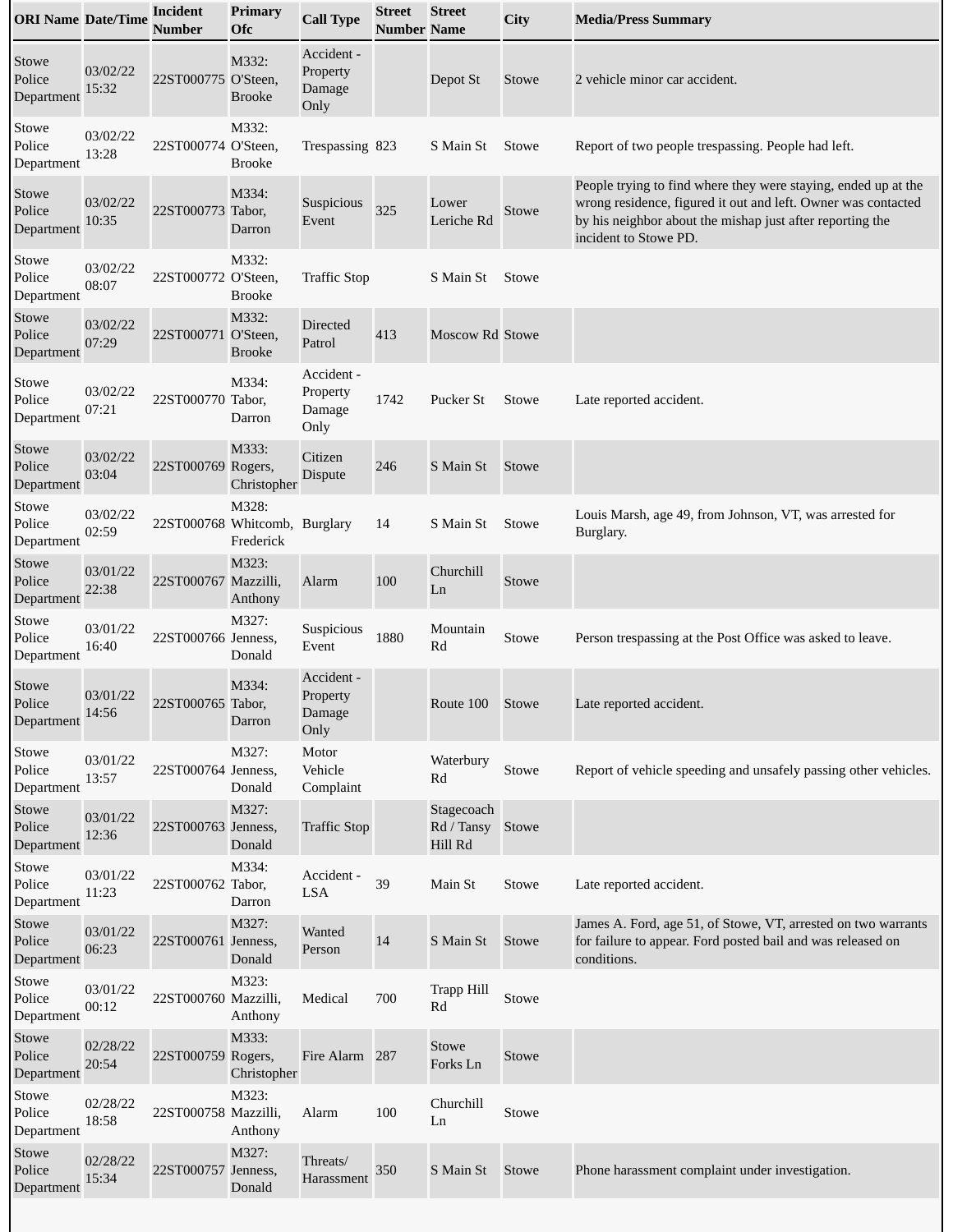| ORI Name | Date/Time | Incident Number | Primary Ofc | Call Type | Street Number | Street Name | City | Media/Press Summary |
|---|---|---|---|---|---|---|---|---|
| Stowe Police Department | 03/02/22 15:32 | 22ST000775 | M332: O'Steen, Brooke | Accident - Property Damage Only | | Depot St | Stowe | 2 vehicle minor car accident. |
| Stowe Police Department | 03/02/22 13:28 | 22ST000774 | M332: O'Steen, Brooke | Trespassing | 823 | S Main St | Stowe | Report of two people trespassing. People had left. |
| Stowe Police Department | 03/02/22 10:35 | 22ST000773 | M334: Tabor, Darron | Suspicious Event | 325 | Lower Leriche Rd | Stowe | People trying to find where they were staying, ended up at the wrong residence, figured it out and left. Owner was contacted by his neighbor about the mishap just after reporting the incident to Stowe PD. |
| Stowe Police Department | 03/02/22 08:07 | 22ST000772 | M332: O'Steen, Brooke | Traffic Stop | | S Main St | Stowe | |
| Stowe Police Department | 03/02/22 07:29 | 22ST000771 | M332: O'Steen, Brooke | Directed Patrol | 413 | Moscow Rd | Stowe | |
| Stowe Police Department | 03/02/22 07:21 | 22ST000770 | M334: Tabor, Darron | Accident - Property Damage Only | 1742 | Pucker St | Stowe | Late reported accident. |
| Stowe Police Department | 03/02/22 03:04 | 22ST000769 | M333: Rogers, Christopher | Citizen Dispute | 246 | S Main St | Stowe | |
| Stowe Police Department | 03/02/22 02:59 | 22ST000768 | M328: Whitcomb, Frederick | Burglary | 14 | S Main St | Stowe | Louis Marsh, age 49, from Johnson, VT, was arrested for Burglary. |
| Stowe Police Department | 03/01/22 22:38 | 22ST000767 | M323: Mazzilli, Anthony | Alarm | 100 | Churchill Ln | Stowe | |
| Stowe Police Department | 03/01/22 16:40 | 22ST000766 | M327: Jenness, Donald | Suspicious Event | 1880 | Mountain Rd | Stowe | Person trespassing at the Post Office was asked to leave. |
| Stowe Police Department | 03/01/22 14:56 | 22ST000765 | M334: Tabor, Darron | Accident - Property Damage Only | | Route 100 | Stowe | Late reported accident. |
| Stowe Police Department | 03/01/22 13:57 | 22ST000764 | M327: Jenness, Donald | Motor Vehicle Complaint | | Waterbury Rd | Stowe | Report of vehicle speeding and unsafely passing other vehicles. |
| Stowe Police Department | 03/01/22 12:36 | 22ST000763 | M327: Jenness, Donald | Traffic Stop | | Stagecoach Rd / Tansy Hill Rd | Stowe | |
| Stowe Police Department | 03/01/22 11:23 | 22ST000762 | M334: Tabor, Darron | Accident - LSA | 39 | Main St | Stowe | Late reported accident. |
| Stowe Police Department | 03/01/22 06:23 | 22ST000761 | M327: Jenness, Donald | Wanted Person | 14 | S Main St | Stowe | James A. Ford, age 51, of Stowe, VT, arrested on two warrants for failure to appear. Ford posted bail and was released on conditions. |
| Stowe Police Department | 03/01/22 00:12 | 22ST000760 | M323: Mazzilli, Anthony | Medical | 700 | Trapp Hill Rd | Stowe | |
| Stowe Police Department | 02/28/22 20:54 | 22ST000759 | M333: Rogers, Christopher | Fire Alarm | 287 | Stowe Forks Ln | Stowe | |
| Stowe Police Department | 02/28/22 18:58 | 22ST000758 | M323: Mazzilli, Anthony | Alarm | 100 | Churchill Ln | Stowe | |
| Stowe Police Department | 02/28/22 15:34 | 22ST000757 | M327: Jenness, Donald | Threats/ Harassment | 350 | S Main St | Stowe | Phone harassment complaint under investigation. |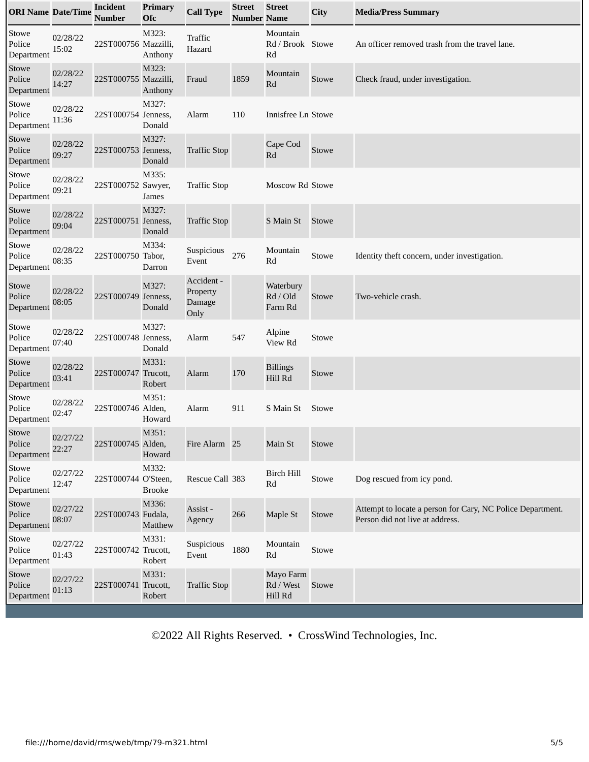| ORI Name | Date/Time | Incident Number | Primary Ofc | Call Type | Street Number | Street Name | City | Media/Press Summary |
|---|---|---|---|---|---|---|---|---|
| Stowe Police Department | 02/28/22 15:02 | 22ST000756 | M323: Mazzilli, Anthony | Traffic Hazard | | Mountain Rd / Brook Rd | Stowe | An officer removed trash from the travel lane. |
| Stowe Police Department | 02/28/22 14:27 | 22ST000755 | M323: Mazzilli, Anthony | Fraud | 1859 | Mountain Rd | Stowe | Check fraud, under investigation. |
| Stowe Police Department | 02/28/22 11:36 | 22ST000754 | M327: Jenness, Donald | Alarm | 110 | Innisfree Ln | Stowe | |
| Stowe Police Department | 02/28/22 09:27 | 22ST000753 | M327: Jenness, Donald | Traffic Stop | | Cape Cod Rd | Stowe | |
| Stowe Police Department | 02/28/22 09:21 | 22ST000752 | M335: Sawyer, James | Traffic Stop | | Moscow Rd | Stowe | |
| Stowe Police Department | 02/28/22 09:04 | 22ST000751 | M327: Jenness, Donald | Traffic Stop | | S Main St | Stowe | |
| Stowe Police Department | 02/28/22 08:35 | 22ST000750 | M334: Tabor, Darron | Suspicious Event | 276 | Mountain Rd | Stowe | Identity theft concern, under investigation. |
| Stowe Police Department | 02/28/22 08:05 | 22ST000749 | M327: Jenness, Donald | Accident - Property Damage Only | | Waterbury Rd / Old Farm Rd | Stowe | Two-vehicle crash. |
| Stowe Police Department | 02/28/22 07:40 | 22ST000748 | M327: Jenness, Donald | Alarm | 547 | Alpine View Rd | Stowe | |
| Stowe Police Department | 02/28/22 03:41 | 22ST000747 | M331: Trucott, Robert | Alarm | 170 | Billings Hill Rd | Stowe | |
| Stowe Police Department | 02/28/22 02:47 | 22ST000746 | M351: Alden, Howard | Alarm | 911 | S Main St | Stowe | |
| Stowe Police Department | 02/27/22 22:27 | 22ST000745 | M351: Alden, Howard | Fire Alarm | 25 | Main St | Stowe | |
| Stowe Police Department | 02/27/22 12:47 | 22ST000744 | M332: O'Steen, Brooke | Rescue Call | 383 | Birch Hill Rd | Stowe | Dog rescued from icy pond. |
| Stowe Police Department | 02/27/22 08:07 | 22ST000743 | M336: Fudala, Matthew | Assist - Agency | 266 | Maple St | Stowe | Attempt to locate a person for Cary, NC Police Department. Person did not live at address. |
| Stowe Police Department | 02/27/22 01:43 | 22ST000742 | M331: Trucott, Robert | Suspicious Event | 1880 | Mountain Rd | Stowe | |
| Stowe Police Department | 02/27/22 01:13 | 22ST000741 | M331: Trucott, Robert | Traffic Stop | | Mayo Farm Rd / West Hill Rd | Stowe | |

©2022 All Rights Reserved. • CrossWind Technologies, Inc.